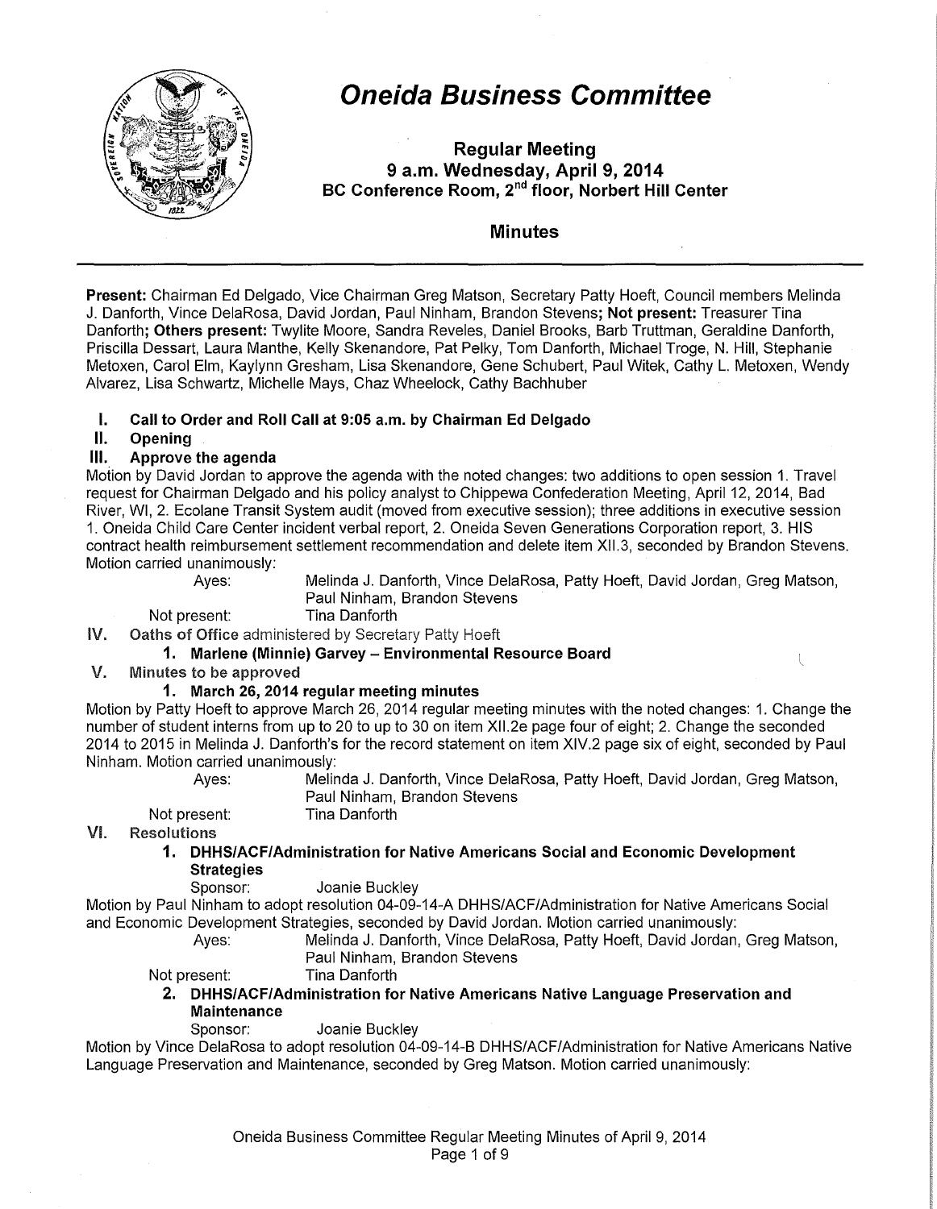# Oneida Business Committee

**Regular Meeting**
**9 a.m. Wednesday, April 9, 2014**
**BC Conference Room, 2nd floor, Norbert Hill Center**

## Minutes

---

**Present:** Chairman Ed Delgado, Vice Chairman Greg Matson, Secretary Patty Hoeft, Council members Melinda J. Danforth, Vince DelaRosa, David Jordan, Paul Ninham, Brandon Stevens; **Not present:** Treasurer Tina Danforth; **Others present:** Twylite Moore, Sandra Reveles, Daniel Brooks, Barb Truttman, Geraldine Danforth, Priscilla Dessart, Laura Manthe, Kelly Skenandore, Pat Pelky, Tom Danforth, Michael Troge, N. Hill, Stephanie Metoxen, Carol Elm, Kaylynn Gresham, Lisa Skenandore, Gene Schubert, Paul Witek, Cathy L. Metoxen, Wendy Alvarez, Lisa Schwartz, Michelle Mays, Chaz Wheelock, Cathy Bachhuber

**I. Call to Order and Roll Call at 9:05 a.m. by Chairman Ed Delgado**

**II. Opening**

**III. Approve the agenda**

Motion by David Jordan to approve the agenda with the noted changes: two additions to open session 1. Travel request for Chairman Delgado and his policy analyst to Chippewa Confederation Meeting, April 12, 2014, Bad River, WI, 2. Ecolane Transit System audit (moved from executive session); three additions in executive session 1. Oneida Child Care Center incident verbal report, 2. Oneida Seven Generations Corporation report, 3. HIS contract health reimbursement settlement recommendation and delete item XII.3, seconded by Brandon Stevens. Motion carried unanimously:

Ayes: Melinda J. Danforth, Vince DelaRosa, Patty Hoeft, David Jordan, Greg Matson, Paul Ninham, Brandon Stevens

Not present: Tina Danforth

**IV. Oaths of Office** administered by Secretary Patty Hoeft

1. **Marlene (Minnie) Garvey – Environmental Resource Board**

**V. Minutes to be approved**

1. **March 26, 2014 regular meeting minutes**

Motion by Patty Hoeft to approve March 26, 2014 regular meeting minutes with the noted changes: 1. Change the number of student interns from up to 20 to up to 30 on item XII.2e page four of eight; 2. Change the seconded 2014 to 2015 in Melinda J. Danforth's for the record statement on item XIV.2 page six of eight, seconded by Paul Ninham. Motion carried unanimously:

Ayes: Melinda J. Danforth, Vince DelaRosa, Patty Hoeft, David Jordan, Greg Matson, Paul Ninham, Brandon Stevens

Not present: Tina Danforth

**VI. Resolutions**

1. **DHHS/ACF/Administration for Native Americans Social and Economic Development Strategies**

Sponsor: Joanie Buckley

Motion by Paul Ninham to adopt resolution 04-09-14-A DHHS/ACF/Administration for Native Americans Social and Economic Development Strategies, seconded by David Jordan. Motion carried unanimously:

Ayes: Melinda J. Danforth, Vince DelaRosa, Patty Hoeft, David Jordan, Greg Matson, Paul Ninham, Brandon Stevens

Not present: Tina Danforth

2. **DHHS/ACF/Administration for Native Americans Native Language Preservation and Maintenance**

Sponsor: Joanie Buckley

Motion by Vince DelaRosa to adopt resolution 04-09-14-B DHHS/ACF/Administration for Native Americans Native Language Preservation and Maintenance, seconded by Greg Matson. Motion carried unanimously: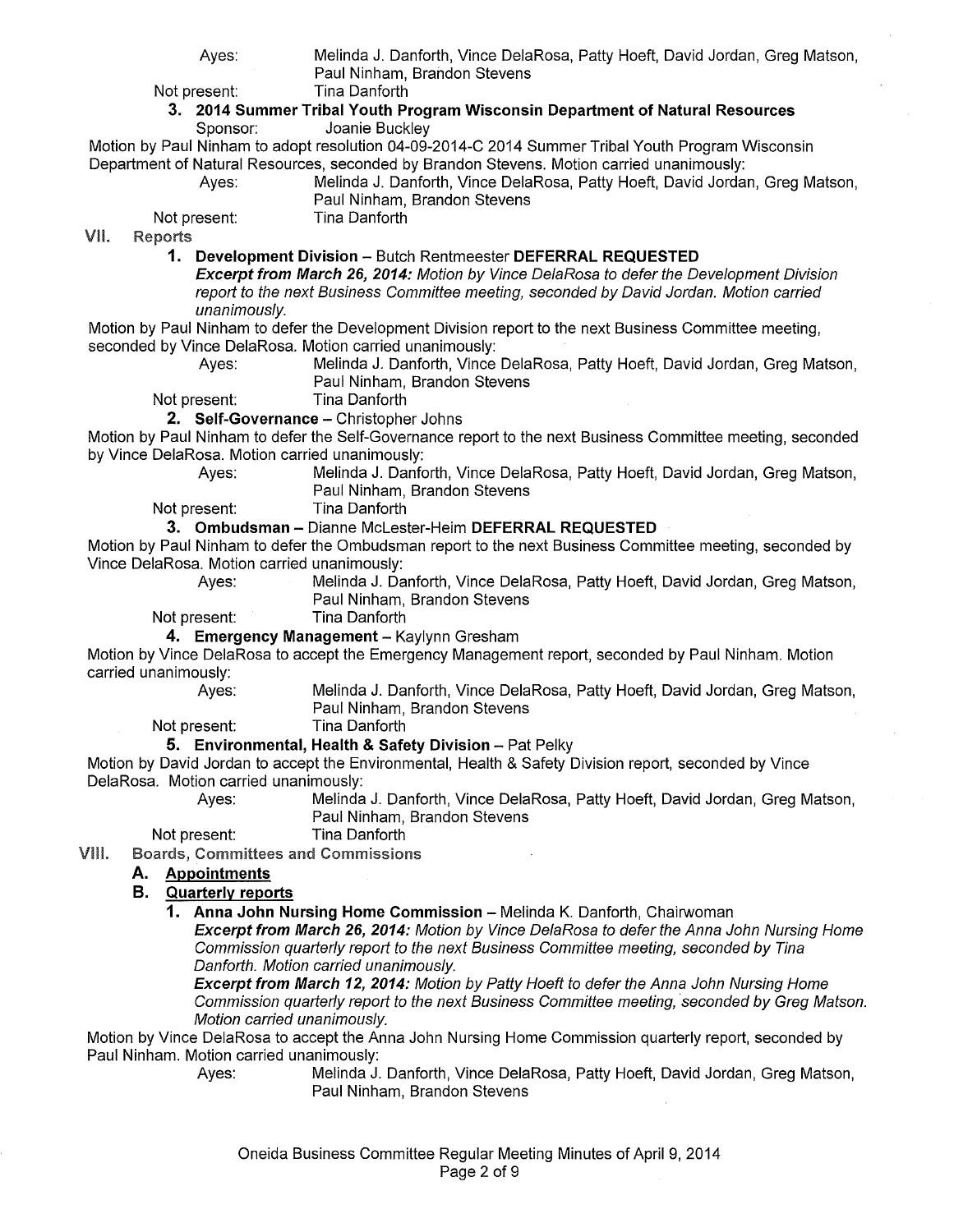Ayes: Melinda J. Danforth, Vince DelaRosa, Patty Hoeft, David Jordan, Greg Matson, Paul Ninham, Brandon Stevens

Not present: Tina Danforth

**3. 2014 Summer Tribal Youth Program Wisconsin Department of Natural Resources**

Sponsor: Joanie Buckley

Motion by Paul Ninham to adopt resolution 04-09-2014-C 2014 Summer Tribal Youth Program Wisconsin Department of Natural Resources, seconded by Brandon Stevens. Motion carried unanimously:

Ayes: Melinda J. Danforth, Vince DelaRosa, Patty Hoeft, David Jordan, Greg Matson, Paul Ninham, Brandon Stevens

Not present: Tina Danforth

## VII. Reports

**1. Development Division** – Butch Rentmeester **DEFERRAL REQUESTED**

***Excerpt from March 26, 2014:*** *Motion by Vince DelaRosa to defer the Development Division report to the next Business Committee meeting, seconded by David Jordan. Motion carried unanimously.*

Motion by Paul Ninham to defer the Development Division report to the next Business Committee meeting, seconded by Vince DelaRosa. Motion carried unanimously:

Ayes: Melinda J. Danforth, Vince DelaRosa, Patty Hoeft, David Jordan, Greg Matson, Paul Ninham, Brandon Stevens

Not present: Tina Danforth

**2. Self-Governance** – Christopher Johns

Motion by Paul Ninham to defer the Self-Governance report to the next Business Committee meeting, seconded by Vince DelaRosa. Motion carried unanimously:

Ayes: Melinda J. Danforth, Vince DelaRosa, Patty Hoeft, David Jordan, Greg Matson, Paul Ninham, Brandon Stevens

Not present: Tina Danforth

**3. Ombudsman** – Dianne McLester-Heim **DEFERRAL REQUESTED**

Motion by Paul Ninham to defer the Ombudsman report to the next Business Committee meeting, seconded by Vince DelaRosa. Motion carried unanimously:

Ayes: Melinda J. Danforth, Vince DelaRosa, Patty Hoeft, David Jordan, Greg Matson, Paul Ninham, Brandon Stevens

Not present: Tina Danforth

**4. Emergency Management** – Kaylynn Gresham

Motion by Vince DelaRosa to accept the Emergency Management report, seconded by Paul Ninham. Motion carried unanimously:

Ayes: Melinda J. Danforth, Vince DelaRosa, Patty Hoeft, David Jordan, Greg Matson, Paul Ninham, Brandon Stevens

Not present: Tina Danforth

**5. Environmental, Health & Safety Division** – Pat Pelky

Motion by David Jordan to accept the Environmental, Health & Safety Division report, seconded by Vince DelaRosa. Motion carried unanimously:

Ayes: Melinda J. Danforth, Vince DelaRosa, Patty Hoeft, David Jordan, Greg Matson, Paul Ninham, Brandon Stevens

Not present: Tina Danforth

## VIII. Boards, Committees and Commissions

### A. Appointments

### B. Quarterly reports

**1. Anna John Nursing Home Commission** – Melinda K. Danforth, Chairwoman

***Excerpt from March 26, 2014:*** *Motion by Vince DelaRosa to defer the Anna John Nursing Home Commission quarterly report to the next Business Committee meeting, seconded by Tina Danforth. Motion carried unanimously.*

***Excerpt from March 12, 2014:*** *Motion by Patty Hoeft to defer the Anna John Nursing Home Commission quarterly report to the next Business Committee meeting, seconded by Greg Matson. Motion carried unanimously.*

Motion by Vince DelaRosa to accept the Anna John Nursing Home Commission quarterly report, seconded by Paul Ninham. Motion carried unanimously:

Ayes: Melinda J. Danforth, Vince DelaRosa, Patty Hoeft, David Jordan, Greg Matson, Paul Ninham, Brandon Stevens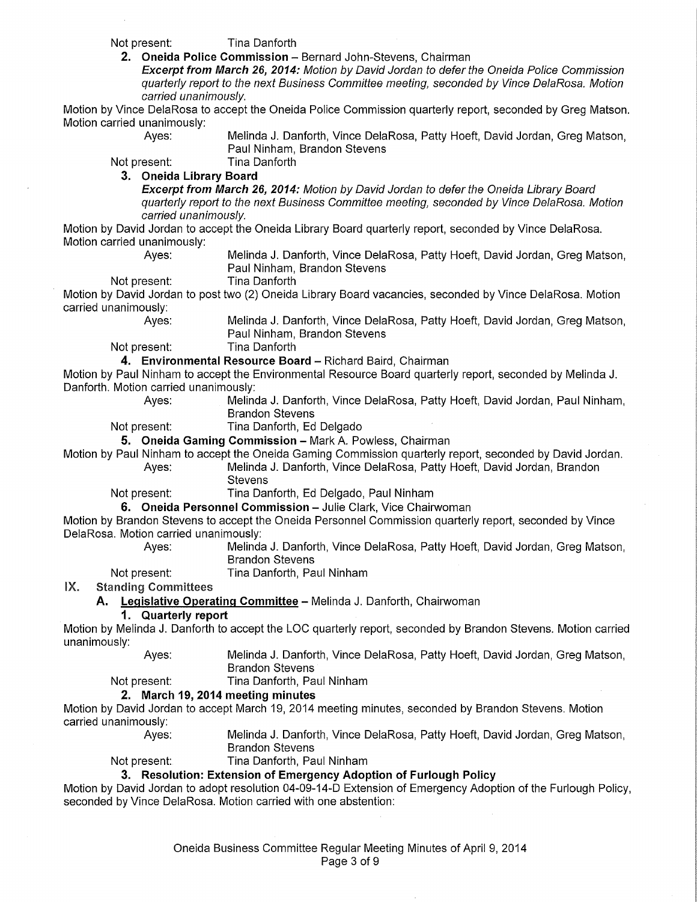Not present: Tina Danforth

**2. Oneida Police Commission** – Bernard John-Stevens, Chairman

***Excerpt from March 26, 2014:*** *Motion by David Jordan to defer the Oneida Police Commission quarterly report to the next Business Committee meeting, seconded by Vince DelaRosa. Motion carried unanimously.*

Motion by Vince DelaRosa to accept the Oneida Police Commission quarterly report, seconded by Greg Matson. Motion carried unanimously:

Ayes: Melinda J. Danforth, Vince DelaRosa, Patty Hoeft, David Jordan, Greg Matson, Paul Ninham, Brandon Stevens

Not present: Tina Danforth

**3. Oneida Library Board**

***Excerpt from March 26, 2014:*** *Motion by David Jordan to defer the Oneida Library Board quarterly report to the next Business Committee meeting, seconded by Vince DelaRosa. Motion carried unanimously.*

Motion by David Jordan to accept the Oneida Library Board quarterly report, seconded by Vince DelaRosa. Motion carried unanimously:

Ayes: Melinda J. Danforth, Vince DelaRosa, Patty Hoeft, David Jordan, Greg Matson, Paul Ninham, Brandon Stevens

Not present: Tina Danforth

Motion by David Jordan to post two (2) Oneida Library Board vacancies, seconded by Vince DelaRosa. Motion carried unanimously:

Ayes: Melinda J. Danforth, Vince DelaRosa, Patty Hoeft, David Jordan, Greg Matson, Paul Ninham, Brandon Stevens

Not present: Tina Danforth

**4. Environmental Resource Board** – Richard Baird, Chairman

Motion by Paul Ninham to accept the Environmental Resource Board quarterly report, seconded by Melinda J. Danforth. Motion carried unanimously:

Ayes: Melinda J. Danforth, Vince DelaRosa, Patty Hoeft, David Jordan, Paul Ninham, Brandon Stevens

Not present: Tina Danforth, Ed Delgado

**5. Oneida Gaming Commission** – Mark A. Powless, Chairman

Motion by Paul Ninham to accept the Oneida Gaming Commission quarterly report, seconded by David Jordan.

Ayes: Melinda J. Danforth, Vince DelaRosa, Patty Hoeft, David Jordan, Brandon Stevens

Not present: Tina Danforth, Ed Delgado, Paul Ninham

**6. Oneida Personnel Commission** – Julie Clark, Vice Chairwoman

Motion by Brandon Stevens to accept the Oneida Personnel Commission quarterly report, seconded by Vince DelaRosa. Motion carried unanimously:

Ayes: Melinda J. Danforth, Vince DelaRosa, Patty Hoeft, David Jordan, Greg Matson, Brandon Stevens

Not present: Tina Danforth, Paul Ninham

## IX. Standing Committees

### A. Legislative Operating Committee – Melinda J. Danforth, Chairwoman

**1. Quarterly report**

Motion by Melinda J. Danforth to accept the LOC quarterly report, seconded by Brandon Stevens. Motion carried unanimously:

Ayes: Melinda J. Danforth, Vince DelaRosa, Patty Hoeft, David Jordan, Greg Matson, Brandon Stevens

Not present: Tina Danforth, Paul Ninham

**2. March 19, 2014 meeting minutes**

Motion by David Jordan to accept March 19, 2014 meeting minutes, seconded by Brandon Stevens. Motion carried unanimously:

Ayes: Melinda J. Danforth, Vince DelaRosa, Patty Hoeft, David Jordan, Greg Matson, Brandon Stevens

Not present: Tina Danforth, Paul Ninham

**3. Resolution: Extension of Emergency Adoption of Furlough Policy**

Motion by David Jordan to adopt resolution 04-09-14-D Extension of Emergency Adoption of the Furlough Policy, seconded by Vince DelaRosa. Motion carried with one abstention: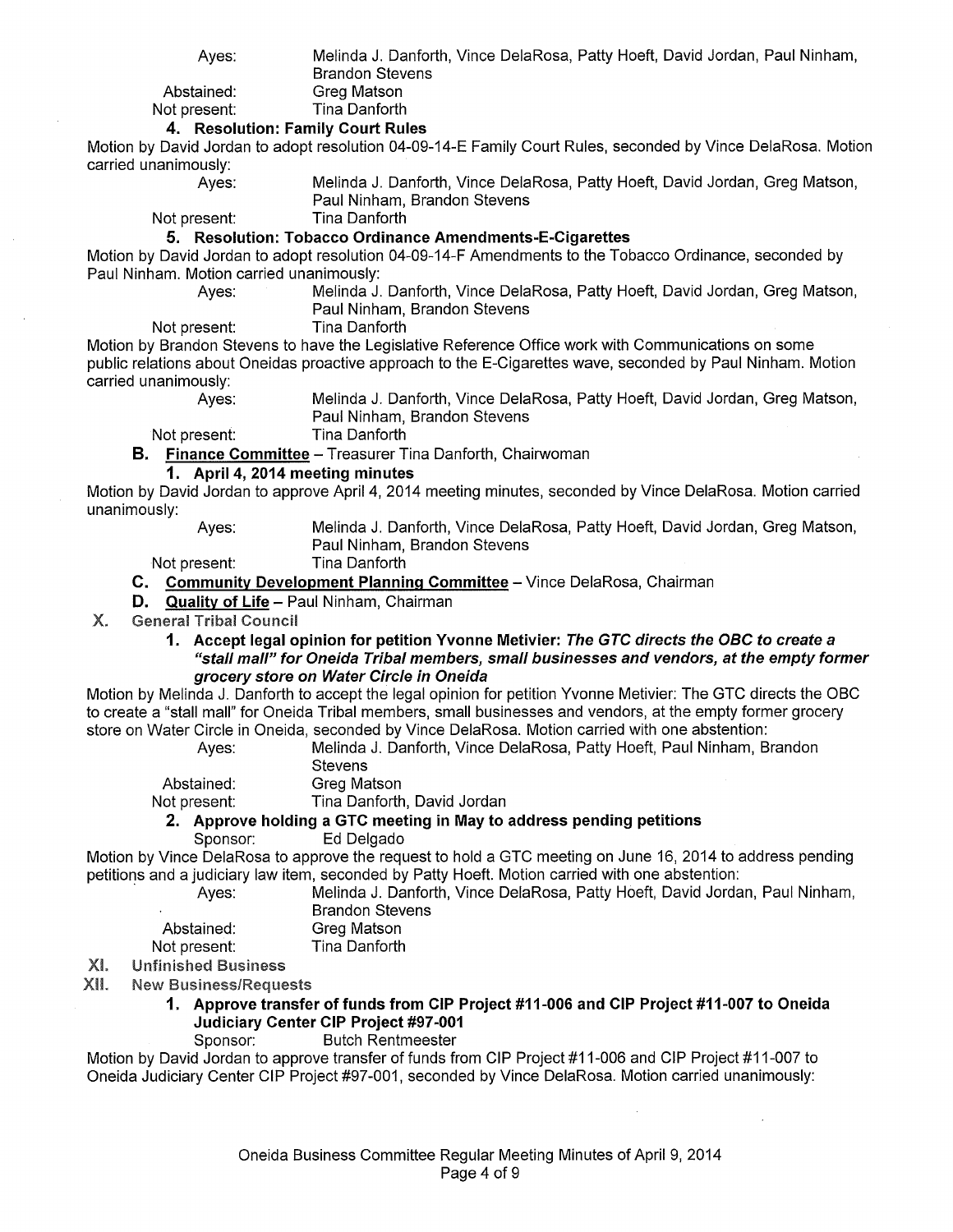Ayes: Melinda J. Danforth, Vince DelaRosa, Patty Hoeft, David Jordan, Paul Ninham, Brandon Stevens
Abstained: Greg Matson
Not present: Tina Danforth

**4. Resolution: Family Court Rules**

Motion by David Jordan to adopt resolution 04-09-14-E Family Court Rules, seconded by Vince DelaRosa. Motion carried unanimously:

Ayes: Melinda J. Danforth, Vince DelaRosa, Patty Hoeft, David Jordan, Greg Matson, Paul Ninham, Brandon Stevens
Not present: Tina Danforth

**5. Resolution: Tobacco Ordinance Amendments-E-Cigarettes**

Motion by David Jordan to adopt resolution 04-09-14-F Amendments to the Tobacco Ordinance, seconded by Paul Ninham. Motion carried unanimously:

Ayes: Melinda J. Danforth, Vince DelaRosa, Patty Hoeft, David Jordan, Greg Matson, Paul Ninham, Brandon Stevens
Not present: Tina Danforth

Motion by Brandon Stevens to have the Legislative Reference Office work with Communications on some public relations about Oneidas proactive approach to the E-Cigarettes wave, seconded by Paul Ninham. Motion carried unanimously:

Ayes: Melinda J. Danforth, Vince DelaRosa, Patty Hoeft, David Jordan, Greg Matson, Paul Ninham, Brandon Stevens
Not present: Tina Danforth

**B. Finance Committee** – Treasurer Tina Danforth, Chairwoman

**1. April 4, 2014 meeting minutes**

Motion by David Jordan to approve April 4, 2014 meeting minutes, seconded by Vince DelaRosa. Motion carried unanimously:

Ayes: Melinda J. Danforth, Vince DelaRosa, Patty Hoeft, David Jordan, Greg Matson, Paul Ninham, Brandon Stevens
Not present: Tina Danforth

**C. Community Development Planning Committee** – Vince DelaRosa, Chairman

**D. Quality of Life** – Paul Ninham, Chairman

## X. General Tribal Council

**1. Accept legal opinion for petition Yvonne Metivier: *The GTC directs the OBC to create a "stall mall" for Oneida Tribal members, small businesses and vendors, at the empty former grocery store on Water Circle in Oneida***

Motion by Melinda J. Danforth to accept the legal opinion for petition Yvonne Metivier: The GTC directs the OBC to create a "stall mall" for Oneida Tribal members, small businesses and vendors, at the empty former grocery store on Water Circle in Oneida, seconded by Vince DelaRosa. Motion carried with one abstention:

Ayes: Melinda J. Danforth, Vince DelaRosa, Patty Hoeft, Paul Ninham, Brandon Stevens
Abstained: Greg Matson
Not present: Tina Danforth, David Jordan

**2. Approve holding a GTC meeting in May to address pending petitions**

Sponsor: Ed Delgado

Motion by Vince DelaRosa to approve the request to hold a GTC meeting on June 16, 2014 to address pending petitions and a judiciary law item, seconded by Patty Hoeft. Motion carried with one abstention:

Ayes: Melinda J. Danforth, Vince DelaRosa, Patty Hoeft, David Jordan, Paul Ninham, Brandon Stevens
Abstained: Greg Matson
Not present: Tina Danforth

## XI. Unfinished Business

## XII. New Business/Requests

**1. Approve transfer of funds from CIP Project #11-006 and CIP Project #11-007 to Oneida Judiciary Center CIP Project #97-001**

Sponsor: Butch Rentmeester

Motion by David Jordan to approve transfer of funds from CIP Project #11-006 and CIP Project #11-007 to Oneida Judiciary Center CIP Project #97-001, seconded by Vince DelaRosa. Motion carried unanimously: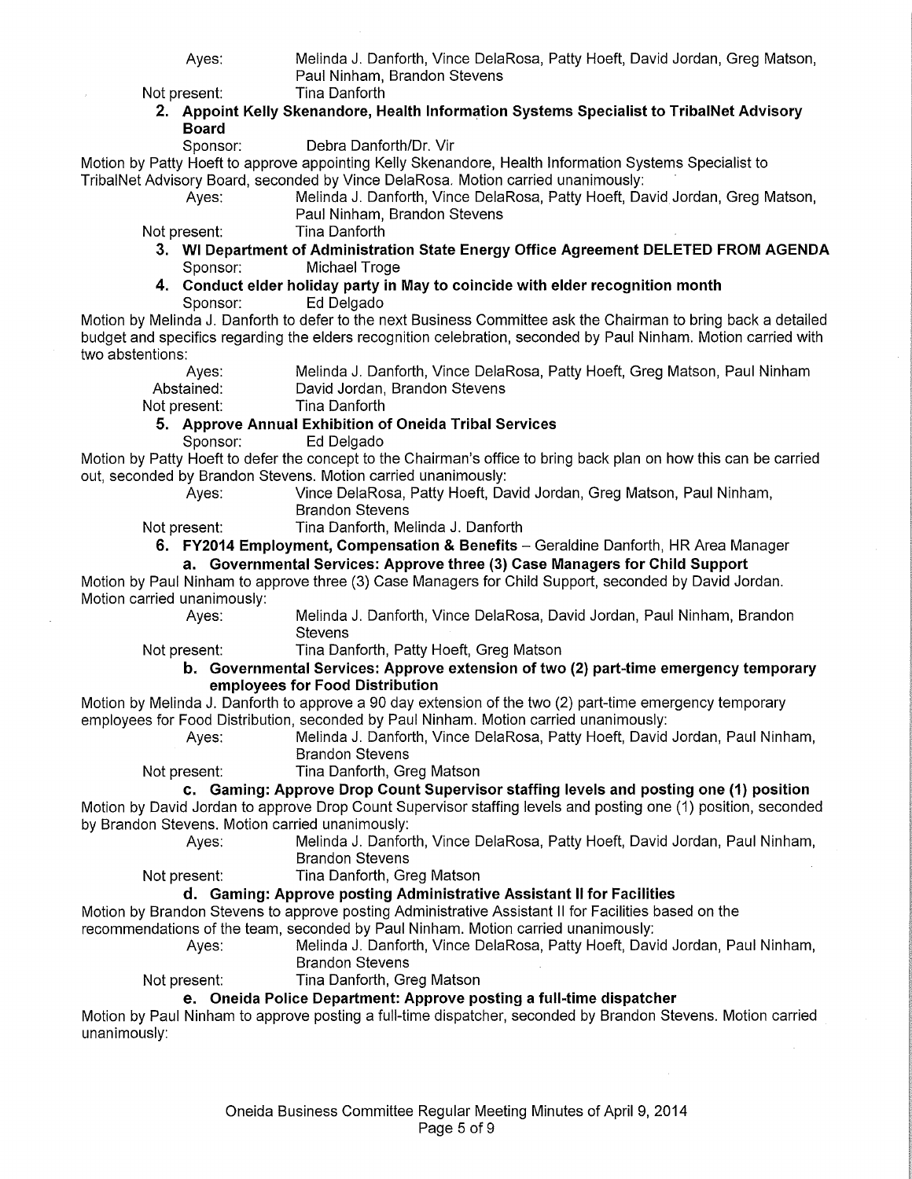Ayes: Melinda J. Danforth, Vince DelaRosa, Patty Hoeft, David Jordan, Greg Matson, Paul Ninham, Brandon Stevens

Not present: Tina Danforth

**2. Appoint Kelly Skenandore, Health Information Systems Specialist to TribalNet Advisory Board**

Sponsor: Debra Danforth/Dr. Vir

Motion by Patty Hoeft to approve appointing Kelly Skenandore, Health Information Systems Specialist to TribalNet Advisory Board, seconded by Vince DelaRosa. Motion carried unanimously:

Ayes: Melinda J. Danforth, Vince DelaRosa, Patty Hoeft, David Jordan, Greg Matson, Paul Ninham, Brandon Stevens

Not present: Tina Danforth

**3. WI Department of Administration State Energy Office Agreement DELETED FROM AGENDA**

Sponsor: Michael Troge

**4. Conduct elder holiday party in May to coincide with elder recognition month**

Sponsor: Ed Delgado

Motion by Melinda J. Danforth to defer to the next Business Committee ask the Chairman to bring back a detailed budget and specifics regarding the elders recognition celebration, seconded by Paul Ninham. Motion carried with two abstentions:

Ayes: Melinda J. Danforth, Vince DelaRosa, Patty Hoeft, Greg Matson, Paul Ninham

Abstained: David Jordan, Brandon Stevens

Not present: Tina Danforth

**5. Approve Annual Exhibition of Oneida Tribal Services**

Sponsor: Ed Delgado

Motion by Patty Hoeft to defer the concept to the Chairman's office to bring back plan on how this can be carried out, seconded by Brandon Stevens. Motion carried unanimously:

Ayes: Vince DelaRosa, Patty Hoeft, David Jordan, Greg Matson, Paul Ninham, Brandon Stevens

Not present: Tina Danforth, Melinda J. Danforth

**6. FY2014 Employment, Compensation & Benefits** – Geraldine Danforth, HR Area Manager

**a. Governmental Services: Approve three (3) Case Managers for Child Support**

Motion by Paul Ninham to approve three (3) Case Managers for Child Support, seconded by David Jordan. Motion carried unanimously:

Ayes: Melinda J. Danforth, Vince DelaRosa, David Jordan, Paul Ninham, Brandon Stevens

Not present: Tina Danforth, Patty Hoeft, Greg Matson

**b. Governmental Services: Approve extension of two (2) part-time emergency temporary employees for Food Distribution**

Motion by Melinda J. Danforth to approve a 90 day extension of the two (2) part-time emergency temporary employees for Food Distribution, seconded by Paul Ninham. Motion carried unanimously:

Ayes: Melinda J. Danforth, Vince DelaRosa, Patty Hoeft, David Jordan, Paul Ninham, Brandon Stevens

Not present: Tina Danforth, Greg Matson

**c. Gaming: Approve Drop Count Supervisor staffing levels and posting one (1) position**

Motion by David Jordan to approve Drop Count Supervisor staffing levels and posting one (1) position, seconded by Brandon Stevens. Motion carried unanimously:

Ayes: Melinda J. Danforth, Vince DelaRosa, Patty Hoeft, David Jordan, Paul Ninham, Brandon Stevens

Not present: Tina Danforth, Greg Matson

**d. Gaming: Approve posting Administrative Assistant II for Facilities**

Motion by Brandon Stevens to approve posting Administrative Assistant II for Facilities based on the recommendations of the team, seconded by Paul Ninham. Motion carried unanimously:

Ayes: Melinda J. Danforth, Vince DelaRosa, Patty Hoeft, David Jordan, Paul Ninham, Brandon Stevens

Not present: Tina Danforth, Greg Matson

**e. Oneida Police Department: Approve posting a full-time dispatcher**

Motion by Paul Ninham to approve posting a full-time dispatcher, seconded by Brandon Stevens. Motion carried unanimously: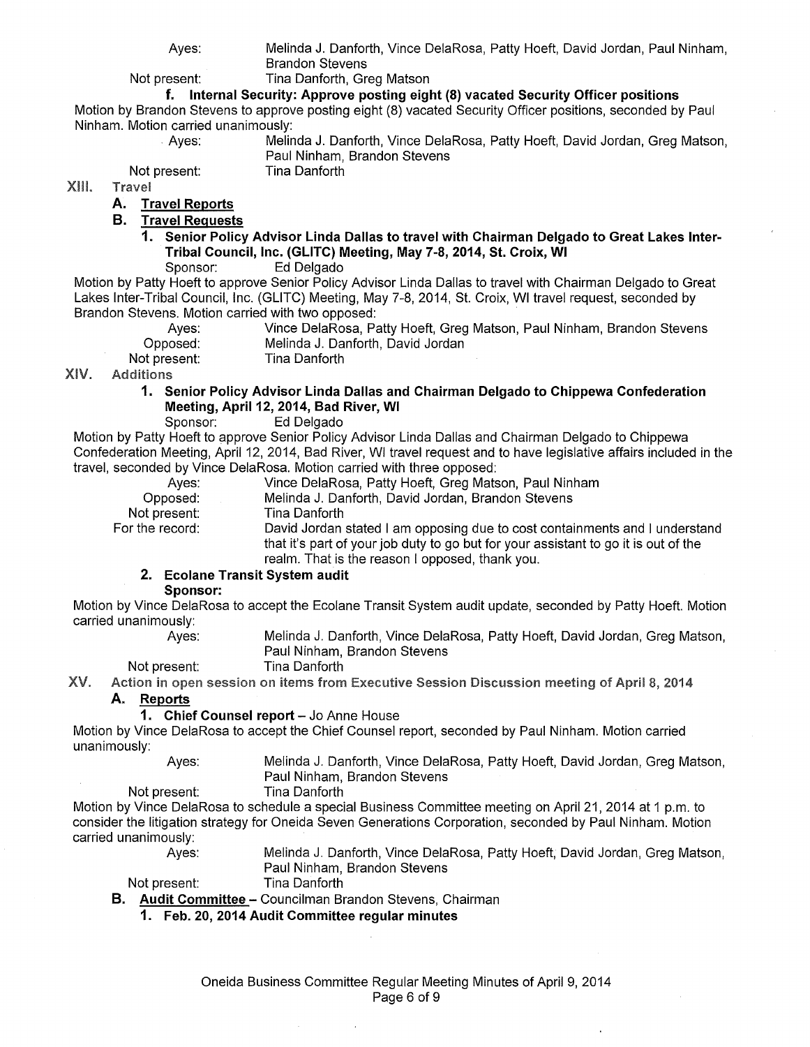Ayes: Melinda J. Danforth, Vince DelaRosa, Patty Hoeft, David Jordan, Paul Ninham, Brandon Stevens

Not present: Tina Danforth, Greg Matson

**f. Internal Security: Approve posting eight (8) vacated Security Officer positions**

Motion by Brandon Stevens to approve posting eight (8) vacated Security Officer positions, seconded by Paul Ninham. Motion carried unanimously:

Ayes: Melinda J. Danforth, Vince DelaRosa, Patty Hoeft, David Jordan, Greg Matson, Paul Ninham, Brandon Stevens

Not present: Tina Danforth

## XIII. Travel

### A. Travel Reports

### B. Travel Requests

**1. Senior Policy Advisor Linda Dallas to travel with Chairman Delgado to Great Lakes Inter-Tribal Council, Inc. (GLITC) Meeting, May 7-8, 2014, St. Croix, WI**

Sponsor: Ed Delgado

Motion by Patty Hoeft to approve Senior Policy Advisor Linda Dallas to travel with Chairman Delgado to Great Lakes Inter-Tribal Council, Inc. (GLITC) Meeting, May 7-8, 2014, St. Croix, WI travel request, seconded by Brandon Stevens. Motion carried with two opposed:

Ayes: Vince DelaRosa, Patty Hoeft, Greg Matson, Paul Ninham, Brandon Stevens

Opposed: Melinda J. Danforth, David Jordan

Not present: Tina Danforth

## XIV. Additions

**1. Senior Policy Advisor Linda Dallas and Chairman Delgado to Chippewa Confederation Meeting, April 12, 2014, Bad River, WI**

Sponsor: Ed Delgado

Motion by Patty Hoeft to approve Senior Policy Advisor Linda Dallas and Chairman Delgado to Chippewa Confederation Meeting, April 12, 2014, Bad River, WI travel request and to have legislative affairs included in the travel, seconded by Vince DelaRosa. Motion carried with three opposed:

Ayes: Vince DelaRosa, Patty Hoeft, Greg Matson, Paul Ninham

Opposed: Melinda J. Danforth, David Jordan, Brandon Stevens

Not present: Tina Danforth

For the record: David Jordan stated I am opposing due to cost containments and I understand that it's part of your job duty to go but for your assistant to go it is out of the realm. That is the reason I opposed, thank you.

**2. Ecolane Transit System audit**

**Sponsor:**

Motion by Vince DelaRosa to accept the Ecolane Transit System audit update, seconded by Patty Hoeft. Motion carried unanimously:

Ayes: Melinda J. Danforth, Vince DelaRosa, Patty Hoeft, David Jordan, Greg Matson, Paul Ninham, Brandon Stevens

Not present: Tina Danforth

## XV. Action in open session on items from Executive Session Discussion meeting of April 8, 2014

### A. Reports

**1. Chief Counsel report** – Jo Anne House

Motion by Vince DelaRosa to accept the Chief Counsel report, seconded by Paul Ninham. Motion carried unanimously:

Ayes: Melinda J. Danforth, Vince DelaRosa, Patty Hoeft, David Jordan, Greg Matson, Paul Ninham, Brandon Stevens

Not present: Tina Danforth

Motion by Vince DelaRosa to schedule a special Business Committee meeting on April 21, 2014 at 1 p.m. to consider the litigation strategy for Oneida Seven Generations Corporation, seconded by Paul Ninham. Motion carried unanimously:

Ayes: Melinda J. Danforth, Vince DelaRosa, Patty Hoeft, David Jordan, Greg Matson, Paul Ninham, Brandon Stevens

Not present: Tina Danforth

### B. Audit Committee – Councilman Brandon Stevens, Chairman

**1. Feb. 20, 2014 Audit Committee regular minutes**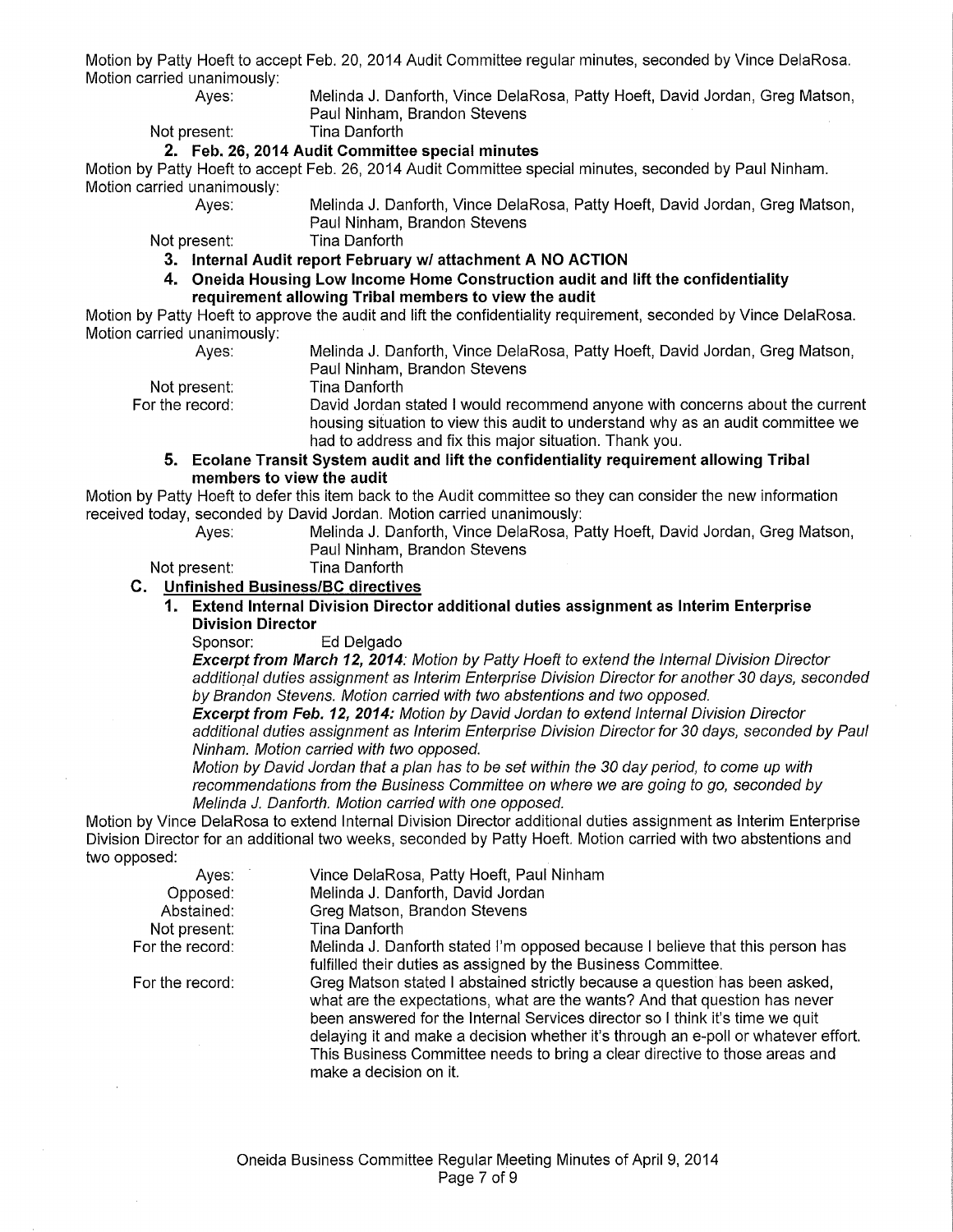Motion by Patty Hoeft to accept Feb. 20, 2014 Audit Committee regular minutes, seconded by Vince DelaRosa. Motion carried unanimously:

Ayes: Melinda J. Danforth, Vince DelaRosa, Patty Hoeft, David Jordan, Greg Matson, Paul Ninham, Brandon Stevens

Not present: Tina Danforth

**2. Feb. 26, 2014 Audit Committee special minutes**

Motion by Patty Hoeft to accept Feb. 26, 2014 Audit Committee special minutes, seconded by Paul Ninham. Motion carried unanimously:

Ayes: Melinda J. Danforth, Vince DelaRosa, Patty Hoeft, David Jordan, Greg Matson, Paul Ninham, Brandon Stevens

Not present: Tina Danforth

**3. Internal Audit report February w/ attachment A NO ACTION**

**4. Oneida Housing Low Income Home Construction audit and lift the confidentiality requirement allowing Tribal members to view the audit**

Motion by Patty Hoeft to approve the audit and lift the confidentiality requirement, seconded by Vince DelaRosa. Motion carried unanimously:

Ayes: Melinda J. Danforth, Vince DelaRosa, Patty Hoeft, David Jordan, Greg Matson, Paul Ninham, Brandon Stevens

Not present: Tina Danforth

For the record: David Jordan stated I would recommend anyone with concerns about the current housing situation to view this audit to understand why as an audit committee we had to address and fix this major situation. Thank you.

**5. Ecolane Transit System audit and lift the confidentiality requirement allowing Tribal members to view the audit**

Motion by Patty Hoeft to defer this item back to the Audit committee so they can consider the new information received today, seconded by David Jordan. Motion carried unanimously:

Ayes: Melinda J. Danforth, Vince DelaRosa, Patty Hoeft, David Jordan, Greg Matson, Paul Ninham, Brandon Stevens

Not present: Tina Danforth

## C. Unfinished Business/BC directives

**1. Extend Internal Division Director additional duties assignment as Interim Enterprise Division Director**

Sponsor: Ed Delgado

***Excerpt from March 12, 2014:*** *Motion by Patty Hoeft to extend the Internal Division Director additional duties assignment as Interim Enterprise Division Director for another 30 days, seconded by Brandon Stevens. Motion carried with two abstentions and two opposed.*

***Excerpt from Feb. 12, 2014:*** *Motion by David Jordan to extend Internal Division Director additional duties assignment as Interim Enterprise Division Director for 30 days, seconded by Paul Ninham. Motion carried with two opposed.*

*Motion by David Jordan that a plan has to be set within the 30 day period, to come up with recommendations from the Business Committee on where we are going to go, seconded by Melinda J. Danforth. Motion carried with one opposed.*

Motion by Vince DelaRosa to extend Internal Division Director additional duties assignment as Interim Enterprise Division Director for an additional two weeks, seconded by Patty Hoeft. Motion carried with two abstentions and two opposed:

Ayes: Vince DelaRosa, Patty Hoeft, Paul Ninham

Opposed: Melinda J. Danforth, David Jordan

Abstained: Greg Matson, Brandon Stevens

Not present: Tina Danforth

For the record: Melinda J. Danforth stated I'm opposed because I believe that this person has fulfilled their duties as assigned by the Business Committee.

For the record: Greg Matson stated I abstained strictly because a question has been asked, what are the expectations, what are the wants? And that question has never been answered for the Internal Services director so I think it's time we quit delaying it and make a decision whether it's through an e-poll or whatever effort. This Business Committee needs to bring a clear directive to those areas and make a decision on it.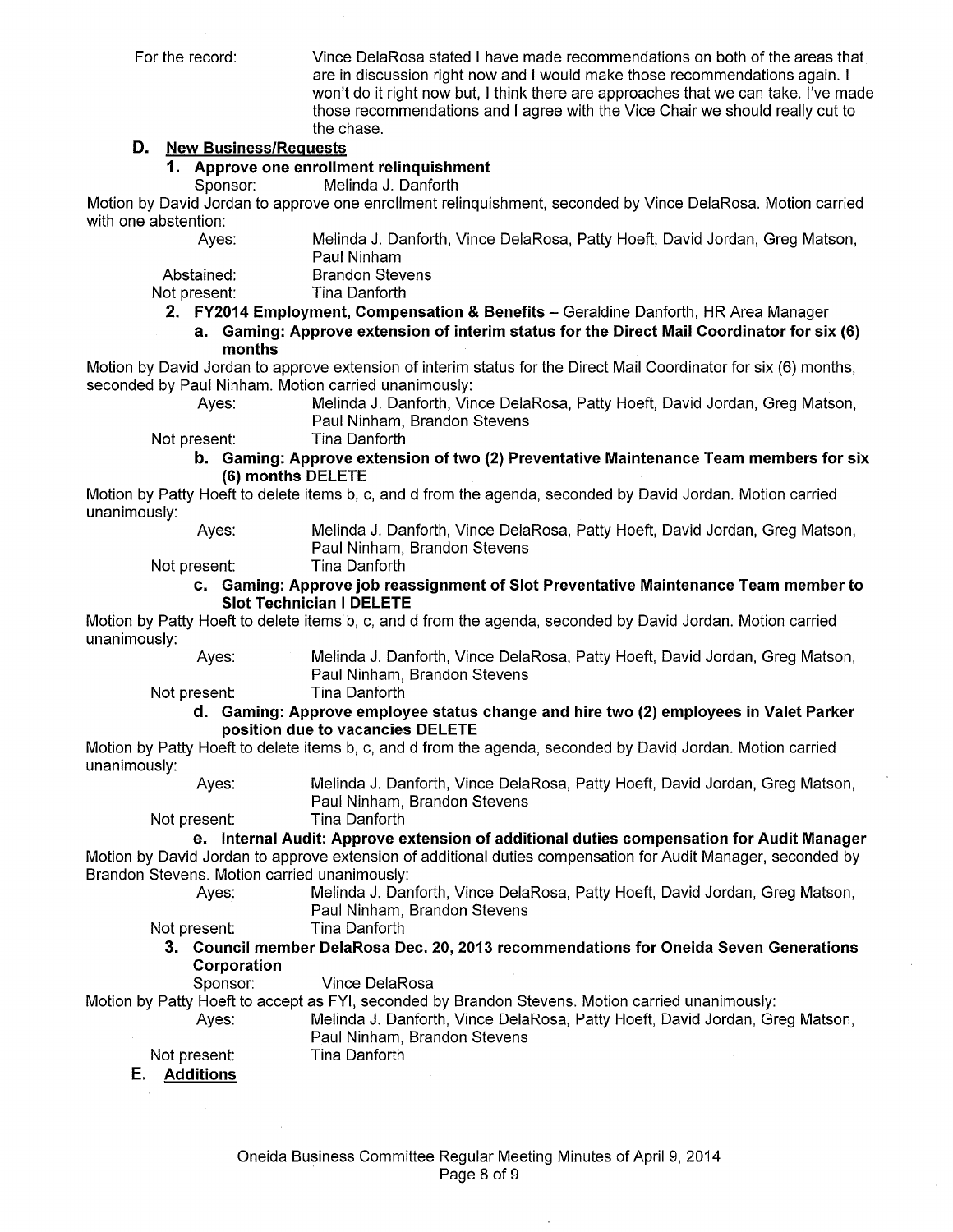For the record: Vince DelaRosa stated I have made recommendations on both of the areas that are in discussion right now and I would make those recommendations again. I won't do it right now but, I think there are approaches that we can take. I've made those recommendations and I agree with the Vice Chair we should really cut to the chase.

### D. New Business/Requests

#### 1. Approve one enrollment relinquishment

Sponsor: Melinda J. Danforth

Motion by David Jordan to approve one enrollment relinquishment, seconded by Vince DelaRosa. Motion carried with one abstention:

Ayes: Melinda J. Danforth, Vince DelaRosa, Patty Hoeft, David Jordan, Greg Matson, Paul Ninham
Abstained: Brandon Stevens
Not present: Tina Danforth

#### 2. FY2014 Employment, Compensation & Benefits – Geraldine Danforth, HR Area Manager

**a. Gaming: Approve extension of interim status for the Direct Mail Coordinator for six (6) months**

Motion by David Jordan to approve extension of interim status for the Direct Mail Coordinator for six (6) months, seconded by Paul Ninham. Motion carried unanimously:

Ayes: Melinda J. Danforth, Vince DelaRosa, Patty Hoeft, David Jordan, Greg Matson, Paul Ninham, Brandon Stevens
Not present: Tina Danforth

**b. Gaming: Approve extension of two (2) Preventative Maintenance Team members for six (6) months DELETE**

Motion by Patty Hoeft to delete items b, c, and d from the agenda, seconded by David Jordan. Motion carried unanimously:

Ayes: Melinda J. Danforth, Vince DelaRosa, Patty Hoeft, David Jordan, Greg Matson, Paul Ninham, Brandon Stevens
Not present: Tina Danforth

**c. Gaming: Approve job reassignment of Slot Preventative Maintenance Team member to Slot Technician I DELETE**

Motion by Patty Hoeft to delete items b, c, and d from the agenda, seconded by David Jordan. Motion carried unanimously:

Ayes: Melinda J. Danforth, Vince DelaRosa, Patty Hoeft, David Jordan, Greg Matson, Paul Ninham, Brandon Stevens
Not present: Tina Danforth

**d. Gaming: Approve employee status change and hire two (2) employees in Valet Parker position due to vacancies DELETE**

Motion by Patty Hoeft to delete items b, c, and d from the agenda, seconded by David Jordan. Motion carried unanimously:

Ayes: Melinda J. Danforth, Vince DelaRosa, Patty Hoeft, David Jordan, Greg Matson, Paul Ninham, Brandon Stevens
Not present: Tina Danforth

**e. Internal Audit: Approve extension of additional duties compensation for Audit Manager**

Motion by David Jordan to approve extension of additional duties compensation for Audit Manager, seconded by Brandon Stevens. Motion carried unanimously:

Ayes: Melinda J. Danforth, Vince DelaRosa, Patty Hoeft, David Jordan, Greg Matson, Paul Ninham, Brandon Stevens
Not present: Tina Danforth

#### 3. Council member DelaRosa Dec. 20, 2013 recommendations for Oneida Seven Generations Corporation

Sponsor: Vince DelaRosa

Motion by Patty Hoeft to accept as FYI, seconded by Brandon Stevens. Motion carried unanimously:

Ayes: Melinda J. Danforth, Vince DelaRosa, Patty Hoeft, David Jordan, Greg Matson, Paul Ninham, Brandon Stevens
Not present: Tina Danforth

### E. Additions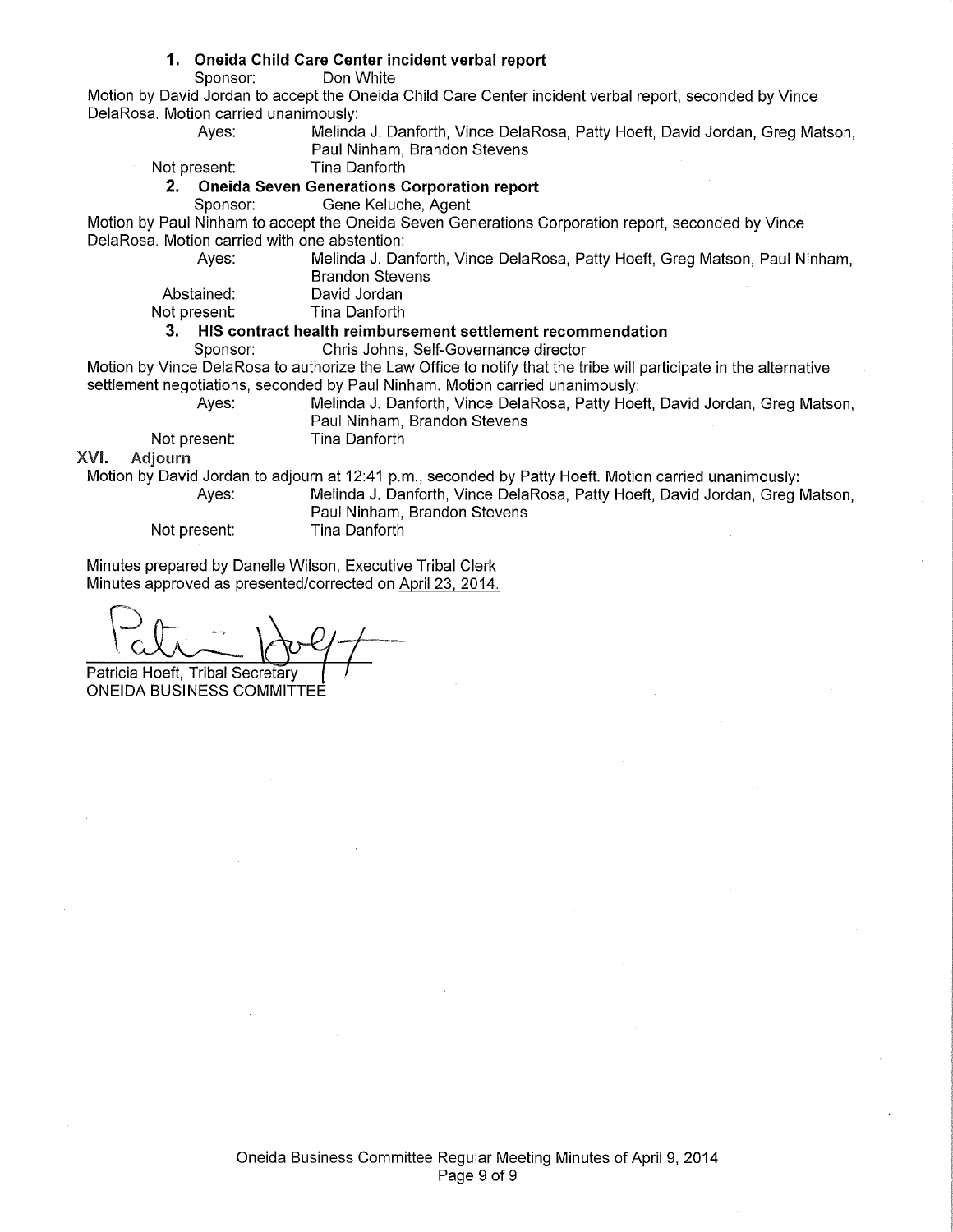### 1. Oneida Child Care Center incident verbal report

Sponsor: Don White

Motion by David Jordan to accept the Oneida Child Care Center incident verbal report, seconded by Vince DelaRosa. Motion carried unanimously:

Ayes: Melinda J. Danforth, Vince DelaRosa, Patty Hoeft, David Jordan, Greg Matson, Paul Ninham, Brandon Stevens

Not present: Tina Danforth

### 2. Oneida Seven Generations Corporation report

Sponsor: Gene Keluche, Agent

Motion by Paul Ninham to accept the Oneida Seven Generations Corporation report, seconded by Vince DelaRosa. Motion carried with one abstention:

Ayes: Melinda J. Danforth, Vince DelaRosa, Patty Hoeft, Greg Matson, Paul Ninham, Brandon Stevens

Abstained: David Jordan

Not present: Tina Danforth

### 3. HIS contract health reimbursement settlement recommendation

Sponsor: Chris Johns, Self-Governance director

Motion by Vince DelaRosa to authorize the Law Office to notify that the tribe will participate in the alternative settlement negotiations, seconded by Paul Ninham. Motion carried unanimously:

Ayes: Melinda J. Danforth, Vince DelaRosa, Patty Hoeft, David Jordan, Greg Matson, Paul Ninham, Brandon Stevens

Not present: Tina Danforth

## XVI. Adjourn

Motion by David Jordan to adjourn at 12:41 p.m., seconded by Patty Hoeft. Motion carried unanimously:

Ayes: Melinda J. Danforth, Vince DelaRosa, Patty Hoeft, David Jordan, Greg Matson, Paul Ninham, Brandon Stevens

Not present: Tina Danforth

Minutes prepared by Danelle Wilson, Executive Tribal Clerk
Minutes approved as presented/corrected on April 23, 2014.

Patricia Hoeft, Tribal Secretary
ONEIDA BUSINESS COMMITTEE